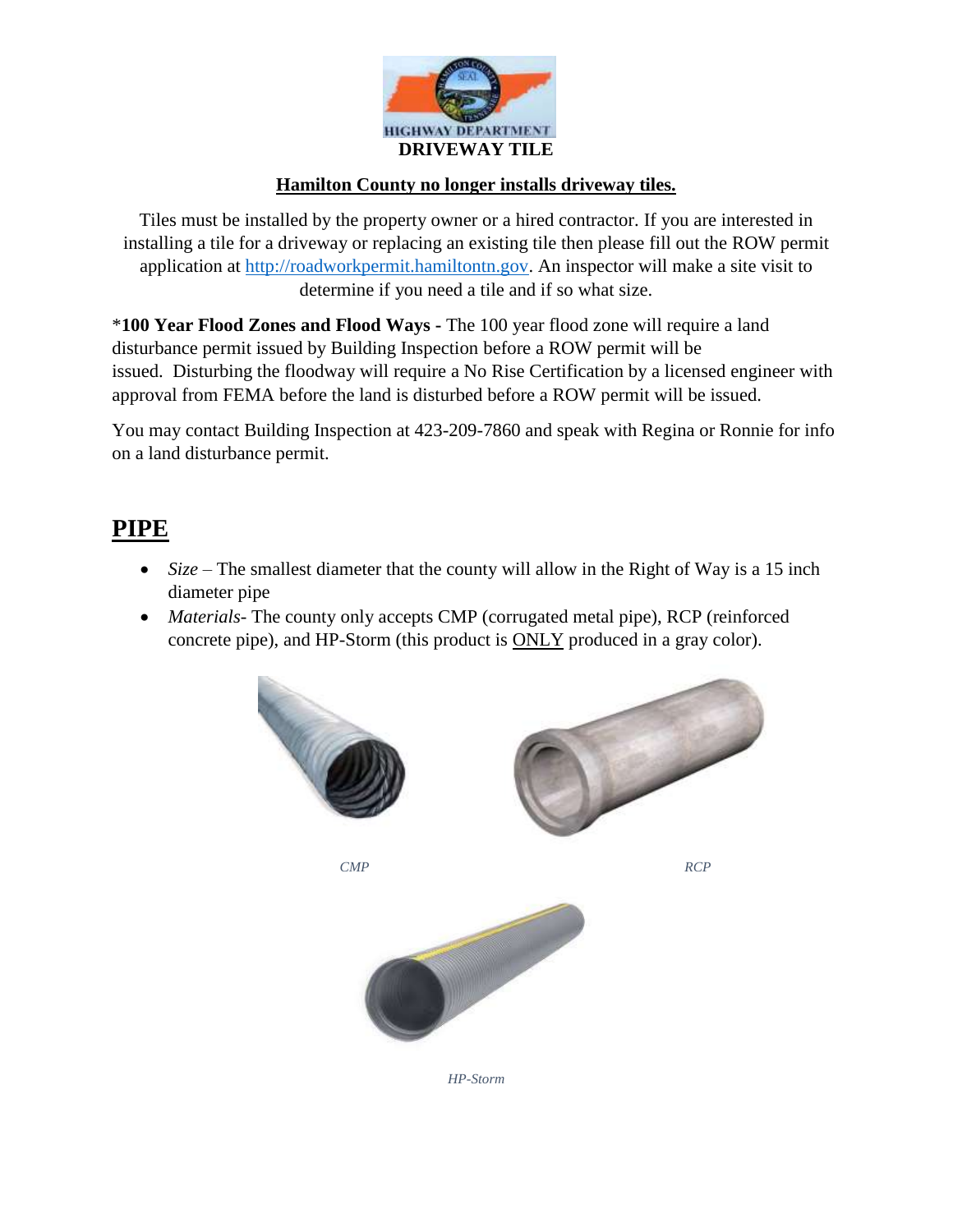HIGHWAY DEPARTMENT

# DRIVEWAY TILE

**Hamilton County no longer installs driveway tiles.**

Tiles must be installed by the property owner or a hired contractor. If you are interested in installing a tile for a driveway or replacing an existing tile then please fill out the ROW permit application at http://roadworkpermit.hamiltontn.gov. An inspector will make a site visit to determine if you need a tile and if so what size.

\***100 Year Flood Zones and Flood Ways -** The 100 year flood zone will require a land disturbance permit issued by Building Inspection before a ROW permit will be issued. Disturbing the floodway will require a No Rise Certification by a licensed engineer with approval from FEMA before the land is disturbed before a ROW permit will be issued.

You may contact Building Inspection at 423-209-7860 and speak with Regina or Ronnie for info on a land disturbance permit.

## PIPE

- *Size* – The smallest diameter that the county will allow in the Right of Way is a 15 inch diameter pipe
- *Materials*- The county only accepts CMP (corrugated metal pipe), RCP (reinforced concrete pipe), and HP-Storm (this product is ONLY produced in a gray color).

*CMP*

*RCP*

*HP-Storm*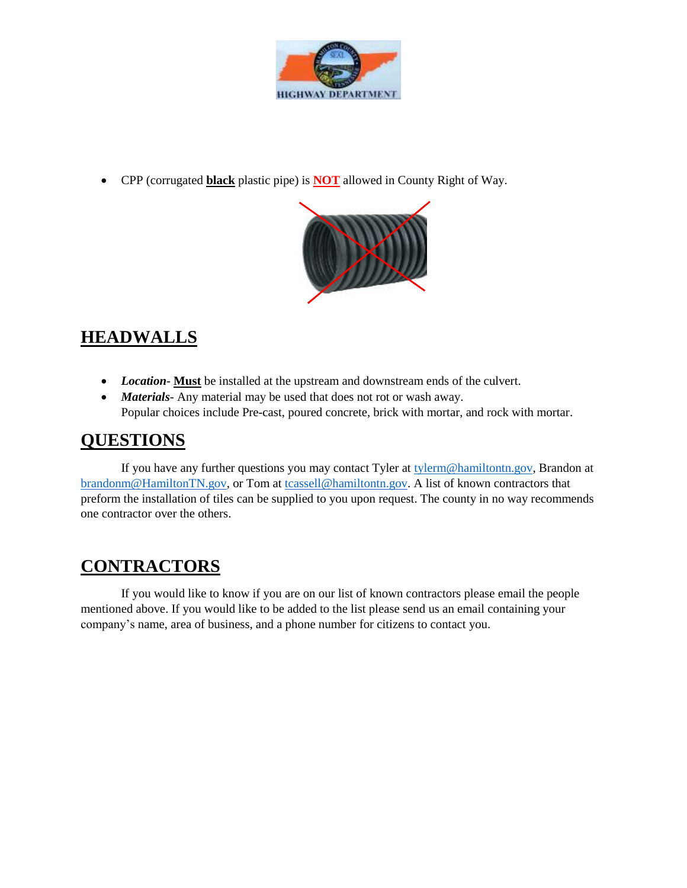- CPP (corrugated **black** plastic pipe) is **NOT** allowed in County Right of Way.

## HEADWALLS

- ***Location***- **Must** be installed at the upstream and downstream ends of the culvert.
- ***Materials***- Any material may be used that does not rot or wash away.
  Popular choices include Pre-cast, poured concrete, brick with mortar, and rock with mortar.

## QUESTIONS

If you have any further questions you may contact Tyler at tylerm@hamiltontn.gov, Brandon at brandonm@HamiltonTN.gov, or Tom at tcassell@hamiltontn.gov. A list of known contractors that preform the installation of tiles can be supplied to you upon request. The county in no way recommends one contractor over the others.

## CONTRACTORS

If you would like to know if you are on our list of known contractors please email the people mentioned above. If you would like to be added to the list please send us an email containing your company's name, area of business, and a phone number for citizens to contact you.